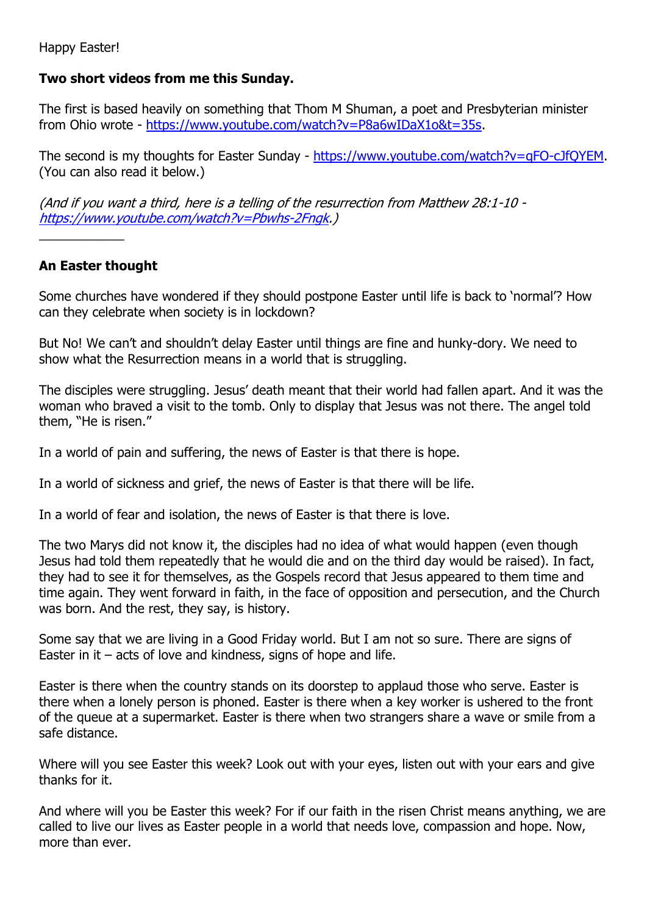Happy Easter!

**Two short videos from me this Sunday.**

The first is based heavily on something that Thom M Shuman, a poet and Presbyterian minister from Ohio wrote - https://www.youtube.com/watch?v=P8a6wIDaX1o&t=35s.

The second is my thoughts for Easter Sunday - https://www.youtube.com/watch?v=qFO-cJfQYEM. (You can also read it below.)

*(And if you want a third, here is a telling of the resurrection from Matthew 28:1-10 - https://www.youtube.com/watch?v=Pbwhs-2Fngk.)*

---

**An Easter thought**

Some churches have wondered if they should postpone Easter until life is back to 'normal'? How can they celebrate when society is in lockdown?

But No! We can't and shouldn't delay Easter until things are fine and hunky-dory. We need to show what the Resurrection means in a world that is struggling.

The disciples were struggling. Jesus' death meant that their world had fallen apart. And it was the woman who braved a visit to the tomb. Only to display that Jesus was not there. The angel told them, "He is risen."

In a world of pain and suffering, the news of Easter is that there is hope.

In a world of sickness and grief, the news of Easter is that there will be life.

In a world of fear and isolation, the news of Easter is that there is love.

The two Marys did not know it, the disciples had no idea of what would happen (even though Jesus had told them repeatedly that he would die and on the third day would be raised). In fact, they had to see it for themselves, as the Gospels record that Jesus appeared to them time and time again. They went forward in faith, in the face of opposition and persecution, and the Church was born. And the rest, they say, is history.

Some say that we are living in a Good Friday world. But I am not so sure. There are signs of Easter in it – acts of love and kindness, signs of hope and life.

Easter is there when the country stands on its doorstep to applaud those who serve. Easter is there when a lonely person is phoned. Easter is there when a key worker is ushered to the front of the queue at a supermarket. Easter is there when two strangers share a wave or smile from a safe distance.

Where will you see Easter this week? Look out with your eyes, listen out with your ears and give thanks for it.

And where will you be Easter this week? For if our faith in the risen Christ means anything, we are called to live our lives as Easter people in a world that needs love, compassion and hope. Now, more than ever.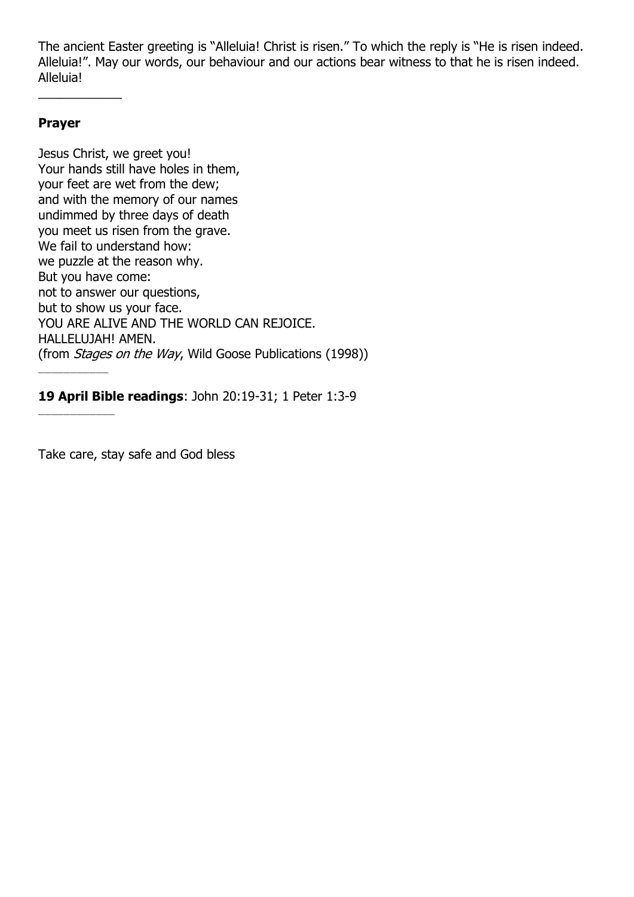The ancient Easter greeting is "Alleluia! Christ is risen." To which the reply is "He is risen indeed. Alleluia!". May our words, our behaviour and our actions bear witness to that he is risen indeed. Alleluia!

___________

**Prayer**

Jesus Christ, we greet you!  
Your hands still have holes in them,  
your feet are wet from the dew;  
and with the memory of our names  
undimmed by three days of death  
you meet us risen from the grave.  
We fail to understand how:  
we puzzle at the reason why.  
But you have come:  
not to answer our questions,  
but to show us your face.  
YOU ARE ALIVE AND THE WORLD CAN REJOICE.  
HALLELUJAH! AMEN.  
(from *Stages on the Way*, Wild Goose Publications (1998))

___________

**19 April Bible readings**: John 20:19-31; 1 Peter 1:3-9

___________

Take care, stay safe and God bless